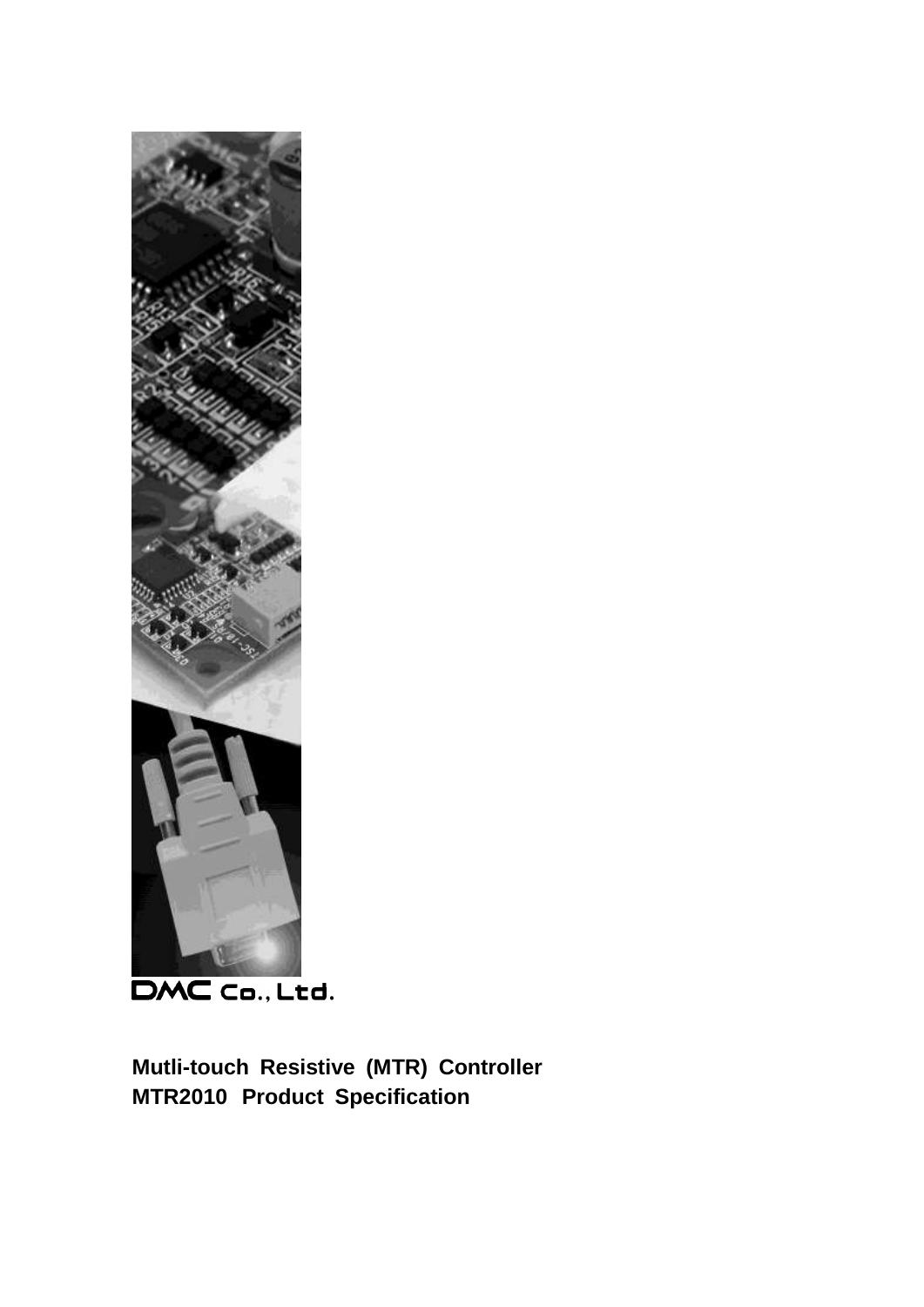DMC Co., Ltd.

**Mutli-touch Resistive (MTR) Controller**
**MTR2010 Product Specification**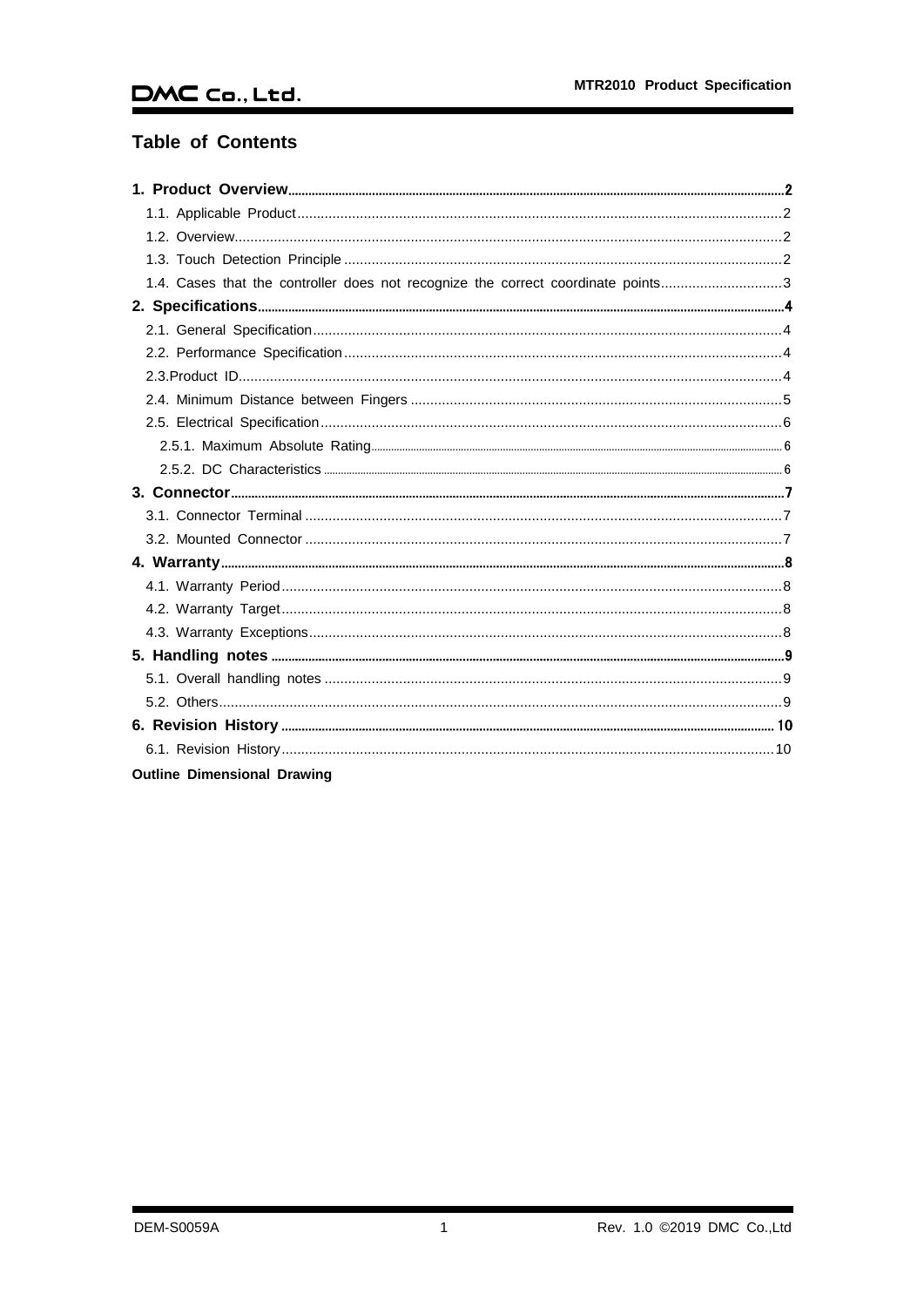## Table of Contents

**1. Product Overview** ..... **2**
- 1.1. Applicable Product ..... 2
- 1.2. Overview ..... 2
- 1.3. Touch Detection Principle ..... 2
- 1.4. Cases that the controller does not recognize the correct coordinate points ..... 3

**2. Specifications** ..... **4**
- 2.1. General Specification ..... 4
- 2.2. Performance Specification ..... 4
- 2.3.Product ID ..... 4
- 2.4. Minimum Distance between Fingers ..... 5
- 2.5. Electrical Specification ..... 6
  - 2.5.1. Maximum Absolute Rating ..... 6
  - 2.5.2. DC Characteristics ..... 6

**3. Connector** ..... **7**
- 3.1. Connector Terminal ..... 7
- 3.2. Mounted Connector ..... 7

**4. Warranty** ..... **8**
- 4.1. Warranty Period ..... 8
- 4.2. Warranty Target ..... 8
- 4.3. Warranty Exceptions ..... 8

**5. Handling notes** ..... **9**
- 5.1. Overall handling notes ..... 9
- 5.2. Others ..... 9

**6. Revision History** ..... **10**
- 6.1. Revision History ..... 10

**Outline Dimensional Drawing**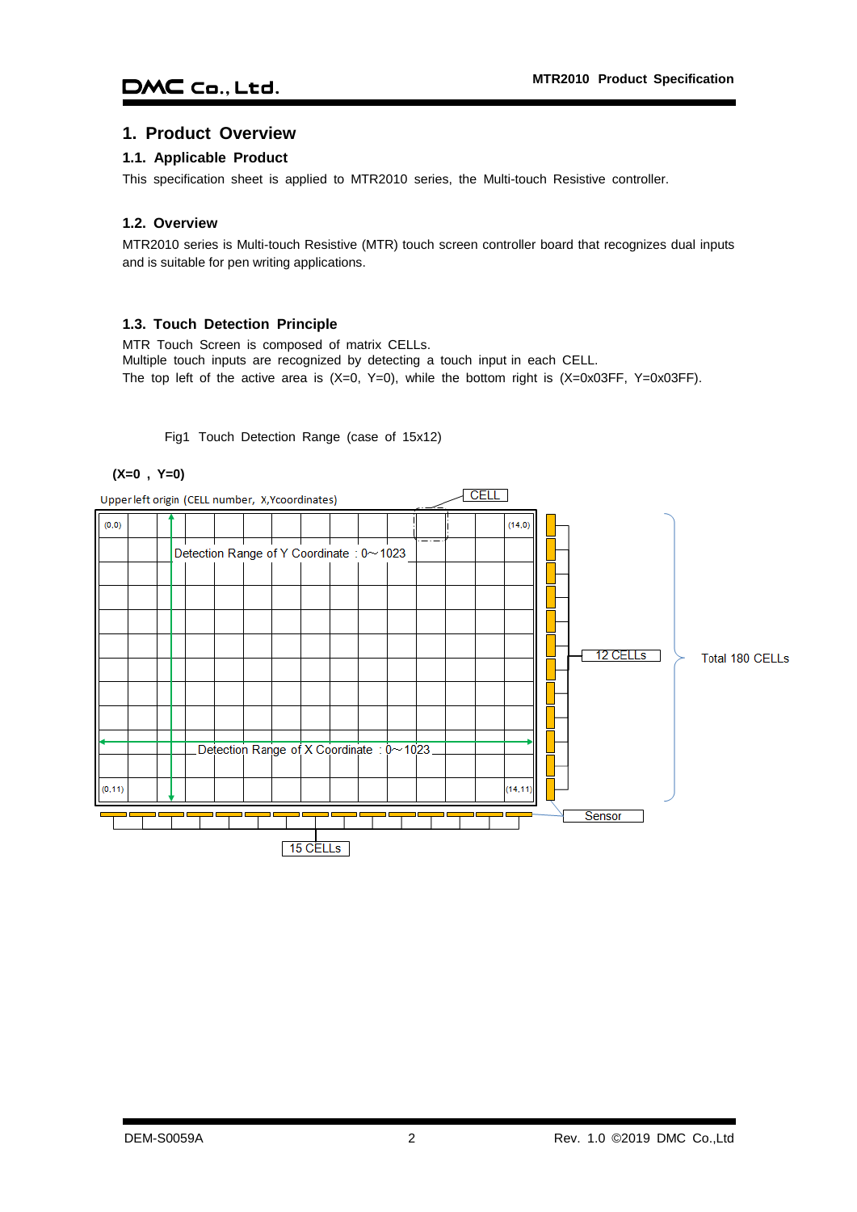# 1. Product Overview

## 1.1. Applicable Product

This specification sheet is applied to MTR2010 series, the Multi-touch Resistive controller.

## 1.2. Overview

MTR2010 series is Multi-touch Resistive (MTR) touch screen controller board that recognizes dual inputs and is suitable for pen writing applications.

## 1.3. Touch Detection Principle

MTR Touch Screen is composed of matrix CELLs.
Multiple touch inputs are recognized by detecting a touch input in each CELL.
The top left of the active area is (X=0, Y=0), while the bottom right is (X=0x03FF, Y=0x03FF).

Fig1 Touch Detection Range (case of 15x12)

**(X=0 , Y=0)**

Upper left origin (CELL number, X,Ycoordinates)

CELL

(0,0) (14,0)

Detection Range of Y Coordinate : 0～1023

Detection Range of X Coordinate : 0～1023

(0,11) (14,11)

12 CELLs

Total 180 CELLs

Sensor

15 CELLs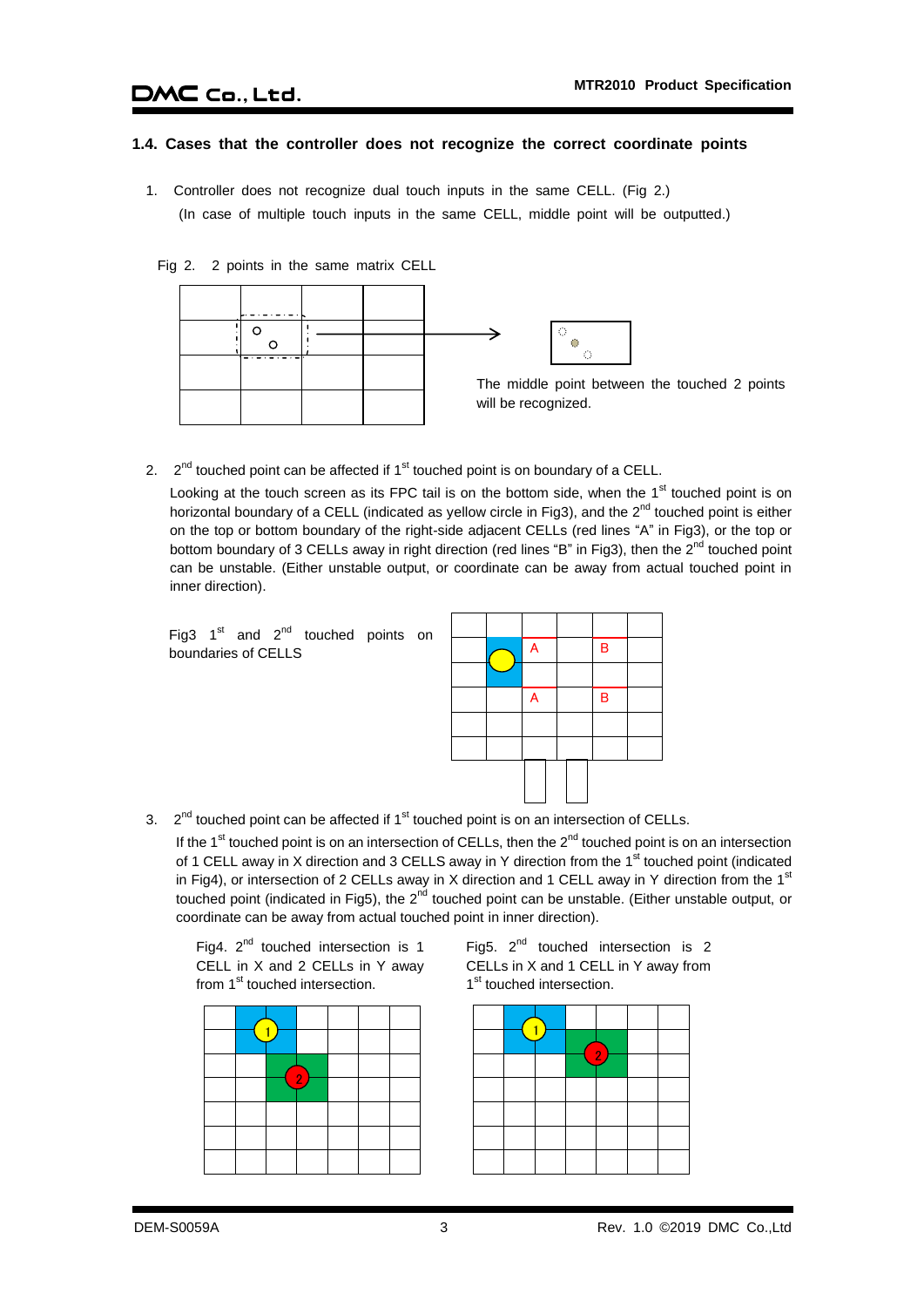### 1.4. Cases that the controller does not recognize the correct coordinate points

1. Controller does not recognize dual touch inputs in the same CELL. (Fig 2.)
   (In case of multiple touch inputs in the same CELL, middle point will be outputted.)

Fig 2. 2 points in the same matrix CELL

The middle point between the touched 2 points will be recognized.

2. 2nd touched point can be affected if 1st touched point is on boundary of a CELL.
   Looking at the touch screen as its FPC tail is on the bottom side, when the 1st touched point is on horizontal boundary of a CELL (indicated as yellow circle in Fig3), and the 2nd touched point is either on the top or bottom boundary of the right-side adjacent CELLs (red lines "A" in Fig3), or the top or bottom boundary of 3 CELLs away in right direction (red lines "B" in Fig3), then the 2nd touched point can be unstable. (Either unstable output, or coordinate can be away from actual touched point in inner direction).

Fig3 1st and 2nd touched points on boundaries of CELLS

3. 2nd touched point can be affected if 1st touched point is on an intersection of CELLs.
   If the 1st touched point is on an intersection of CELLs, then the 2nd touched point is on an intersection of 1 CELL away in X direction and 3 CELLS away in Y direction from the 1st touched point (indicated in Fig4), or intersection of 2 CELLs away in X direction and 1 CELL away in Y direction from the 1st touched point (indicated in Fig5), the 2nd touched point can be unstable. (Either unstable output, or coordinate can be away from actual touched point in inner direction).

Fig4. 2nd touched intersection is 1 CELL in X and 2 CELLs in Y away from 1st touched intersection.

Fig5. 2nd touched intersection is 2 CELLs in X and 1 CELL in Y away from 1st touched intersection.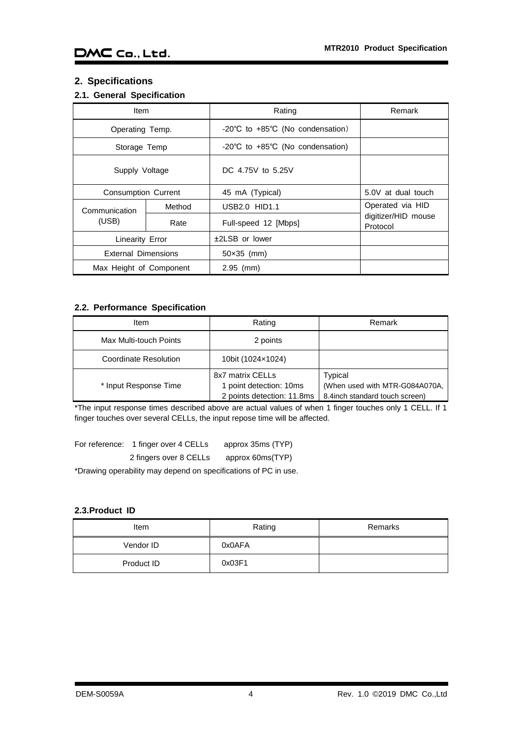## 2. Specifications

### 2.1. General Specification

| Item | | Rating | Remark |
|---|---|---|---|
| Operating Temp. | | -20℃ to +85℃ (No condensation) | |
| Storage Temp | | -20℃ to +85℃ (No condensation) | |
| Supply Voltage | | DC 4.75V to 5.25V | |
| Consumption Current | | 45 mA (Typical) | 5.0V at dual touch |
| Communication (USB) | Method | USB2.0 HID1.1 | Operated via HID digitizer/HID mouse Protocol |
| | Rate | Full-speed 12 [Mbps] | |
| Linearity Error | | ±2LSB or lower | |
| External Dimensions | | 50×35 (mm) | |
| Max Height of Component | | 2.95 (mm) | |

### 2.2. Performance Specification

| Item | Rating | Remark |
|---|---|---|
| Max Multi-touch Points | 2 points | |
| Coordinate Resolution | 10bit (1024×1024) | |
| * Input Response Time | 8x7 matrix CELLs<br>1 point detection: 10ms<br>2 points detection: 11.8ms | Typical<br>(When used with MTR-G084A070A, 8.4inch standard touch screen) |

*The input response times described above are actual values of when 1 finger touches only 1 CELL. If 1 finger touches over several CELLs, the input repose time will be affected.

For reference: 1 finger over 4 CELLs approx 35ms (TYP)
2 fingers over 8 CELLs approx 60ms(TYP)

*Drawing operability may depend on specifications of PC in use.

### 2.3.Product ID

| Item | Rating | Remarks |
|---|---|---|
| Vendor ID | 0x0AFA | |
| Product ID | 0x03F1 | |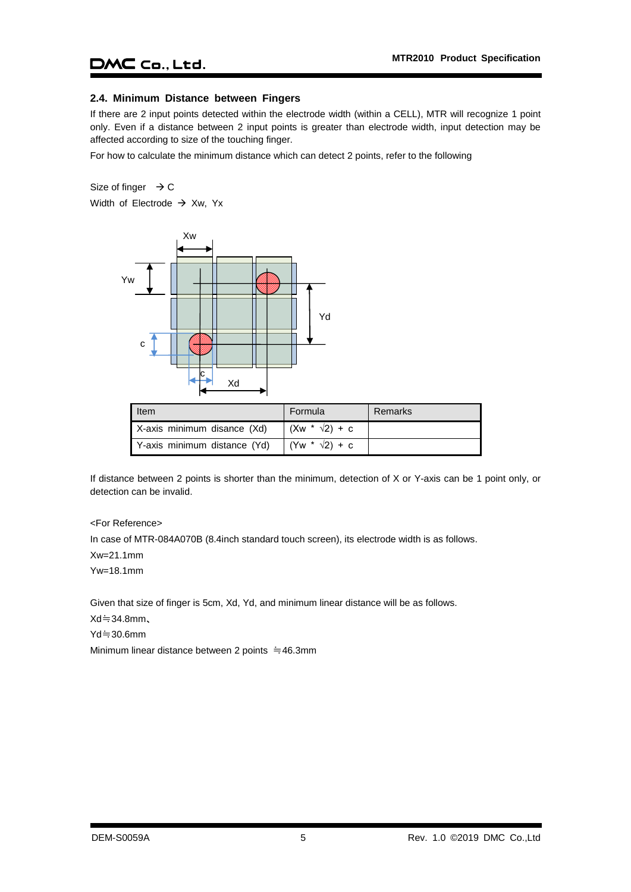## 2.4. Minimum Distance between Fingers

If there are 2 input points detected within the electrode width (within a CELL), MTR will recognize 1 point only. Even if a distance between 2 input points is greater than electrode width, input detection may be affected according to size of the touching finger.

For how to calculate the minimum distance which can detect 2 points, refer to the following

Size of finger → C

Width of Electrode → Xw, Yx

| Item | Formula | Remarks |
| --- | --- | --- |
| X-axis minimum disance (Xd) | $(Xw * \sqrt{2}) + c$ | |
| Y-axis minimum distance (Yd) | $(Yw * \sqrt{2}) + c$ | |

If distance between 2 points is shorter than the minimum, detection of X or Y-axis can be 1 point only, or detection can be invalid.

<For Reference>

In case of MTR-084A070B (8.4inch standard touch screen), its electrode width is as follows.

Xw=21.1mm

Yw=18.1mm

Given that size of finger is 5cm, Xd, Yd, and minimum linear distance will be as follows.

Xd≒34.8mm、

Yd≒30.6mm

Minimum linear distance between 2 points ≒46.3mm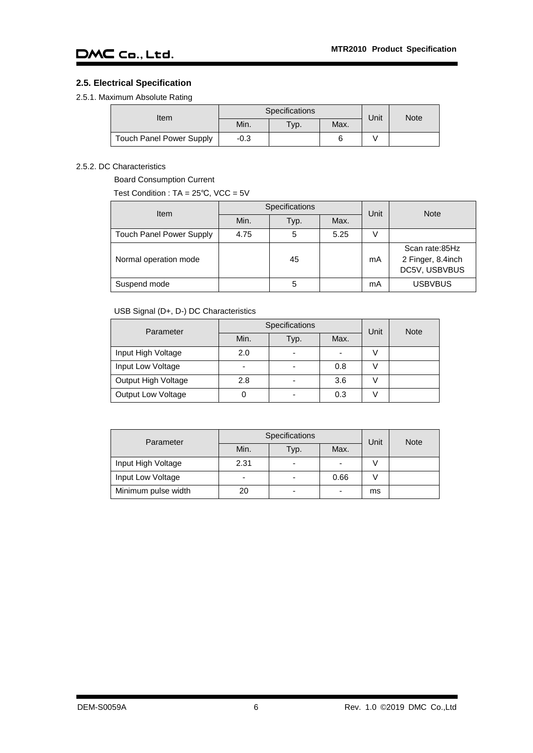## 2.5. Electrical Specification

2.5.1. Maximum Absolute Rating

| Item | Specifications | | | Unit | Note |
|---|---|---|---|---|---|
| | Min. | Typ. | Max. | | |
| Touch Panel Power Supply | -0.3 | | 6 | V | |

2.5.2. DC Characteristics

Board Consumption Current

Test Condition : TA = 25℃, VCC = 5V

| Item | Specifications | | | Unit | Note |
|---|---|---|---|---|---|
| | Min. | Typ. | Max. | | |
| Touch Panel Power Supply | 4.75 | 5 | 5.25 | V | |
| Normal operation mode | | 45 | | mA | Scan rate:85Hz 2 Finger, 8.4inch DC5V, USBVBUS |
| Suspend mode | | 5 | | mA | USBVBUS |

USB Signal (D+, D-) DC Characteristics

| Parameter | Specifications | | | Unit | Note |
|---|---|---|---|---|---|
| | Min. | Typ. | Max. | | |
| Input High Voltage | 2.0 | - | - | V | |
| Input Low Voltage | - | - | 0.8 | V | |
| Output High Voltage | 2.8 | - | 3.6 | V | |
| Output Low Voltage | 0 | - | 0.3 | V | |

| Parameter | Specifications | | | Unit | Note |
|---|---|---|---|---|---|
| | Min. | Typ. | Max. | | |
| Input High Voltage | 2.31 | - | - | V | |
| Input Low Voltage | - | - | 0.66 | V | |
| Minimum pulse width | 20 | - | - | ms | |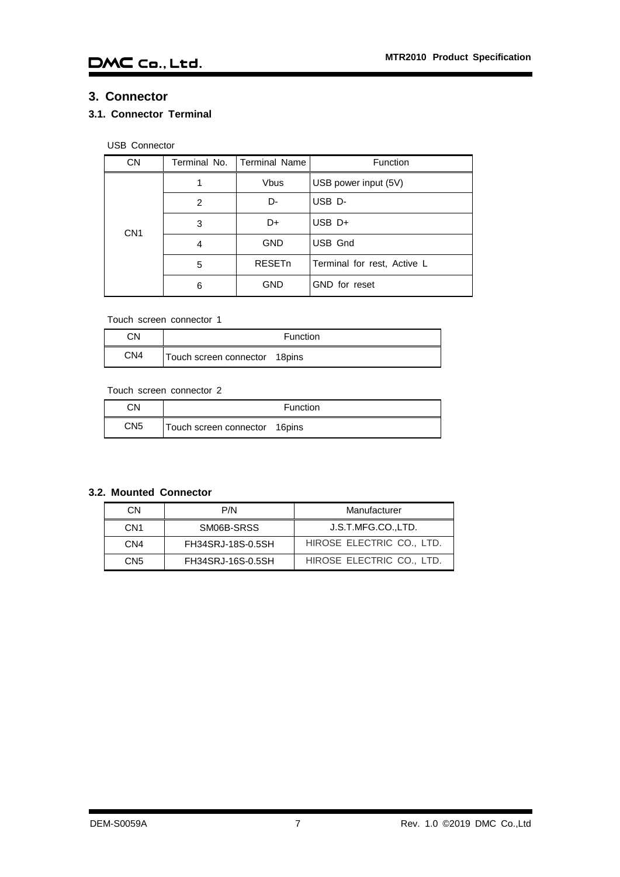## 3. Connector

### 3.1. Connector Terminal

USB Connector

| CN | Terminal No. | Terminal Name | Function |
|---|---|---|---|
| CN1 | 1 | Vbus | USB power input (5V) |
| | 2 | D- | USB D- |
| | 3 | D+ | USB D+ |
| | 4 | GND | USB Gnd |
| | 5 | RESETn | Terminal for rest, Active L |
| | 6 | GND | GND for reset |

Touch screen connector 1

| CN | Function |
|---|---|
| CN4 | Touch screen connector 18pins |

Touch screen connector 2

| CN | Function |
|---|---|
| CN5 | Touch screen connector 16pins |

### 3.2. Mounted Connector

| CN | P/N | Manufacturer |
|---|---|---|
| CN1 | SM06B-SRSS | J.S.T.MFG.CO.,LTD. |
| CN4 | FH34SRJ-18S-0.5SH | HIROSE ELECTRIC CO., LTD. |
| CN5 | FH34SRJ-16S-0.5SH | HIROSE ELECTRIC CO., LTD. |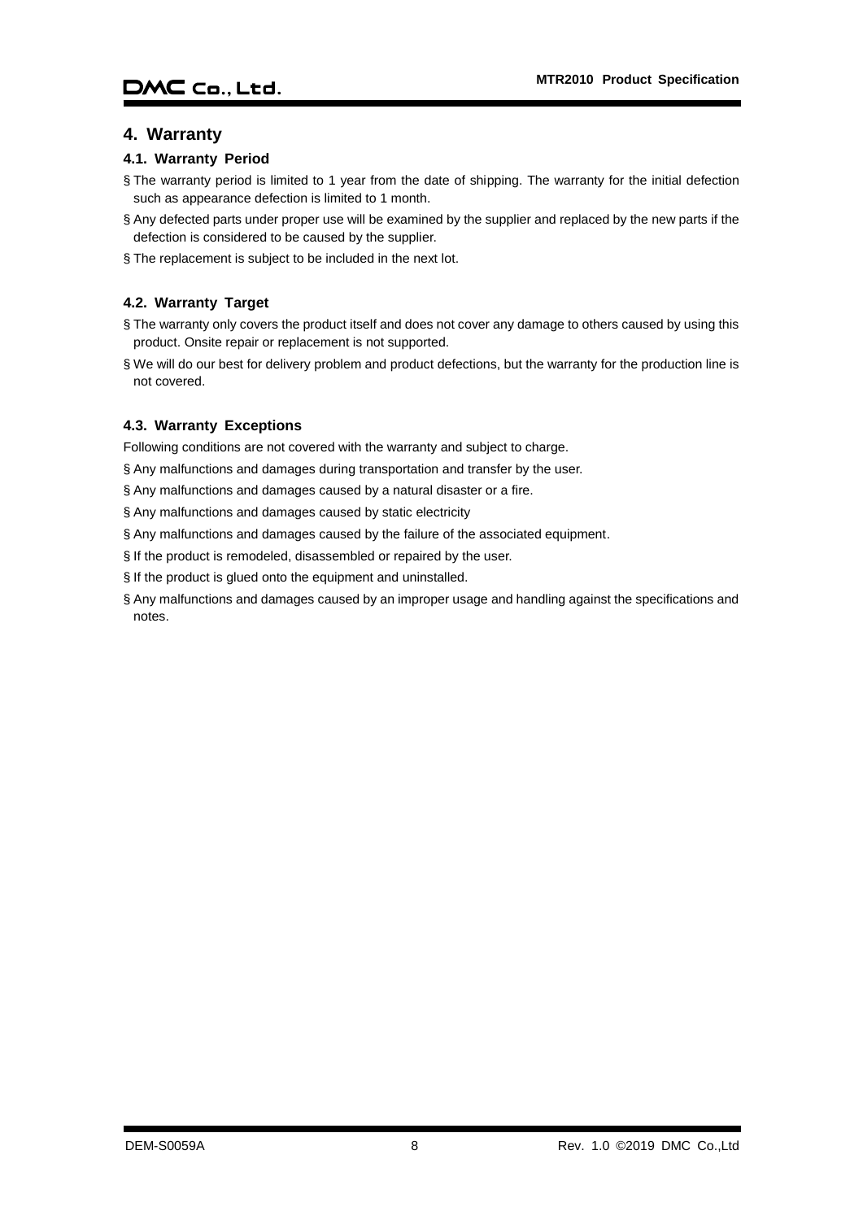## 4. Warranty

### 4.1. Warranty Period

- The warranty period is limited to 1 year from the date of shipping. The warranty for the initial defection such as appearance defection is limited to 1 month.
- Any defected parts under proper use will be examined by the supplier and replaced by the new parts if the defection is considered to be caused by the supplier.
- The replacement is subject to be included in the next lot.

### 4.2. Warranty Target

- The warranty only covers the product itself and does not cover any damage to others caused by using this product. Onsite repair or replacement is not supported.
- We will do our best for delivery problem and product defections, but the warranty for the production line is not covered.

### 4.3. Warranty Exceptions

Following conditions are not covered with the warranty and subject to charge.

- Any malfunctions and damages during transportation and transfer by the user.
- Any malfunctions and damages caused by a natural disaster or a fire.
- Any malfunctions and damages caused by static electricity
- Any malfunctions and damages caused by the failure of the associated equipment.
- If the product is remodeled, disassembled or repaired by the user.
- If the product is glued onto the equipment and uninstalled.
- Any malfunctions and damages caused by an improper usage and handling against the specifications and notes.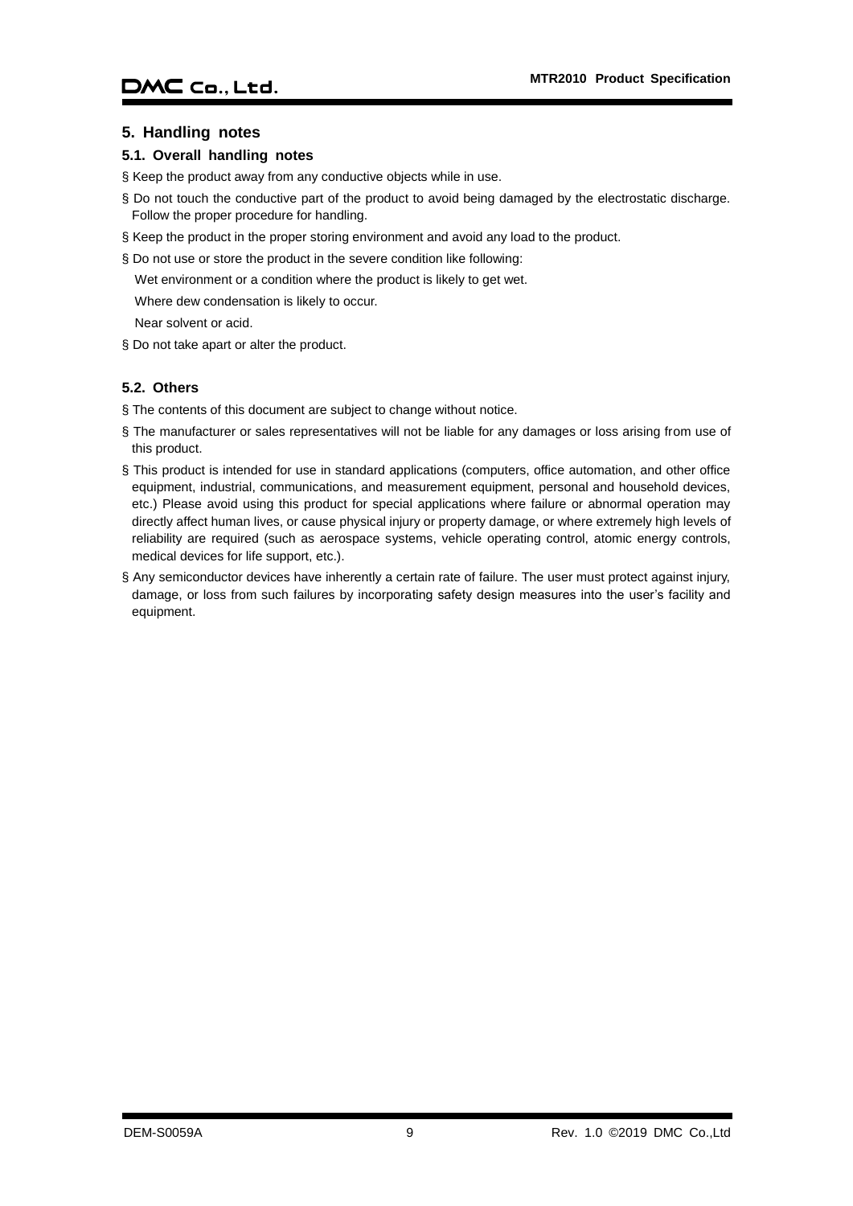## 5. Handling notes

### 5.1. Overall handling notes

§ Keep the product away from any conductive objects while in use.

§ Do not touch the conductive part of the product to avoid being damaged by the electrostatic discharge. Follow the proper procedure for handling.

§ Keep the product in the proper storing environment and avoid any load to the product.

§ Do not use or store the product in the severe condition like following:

Wet environment or a condition where the product is likely to get wet.

Where dew condensation is likely to occur.

Near solvent or acid.

§ Do not take apart or alter the product.

### 5.2. Others

§ The contents of this document are subject to change without notice.

§ The manufacturer or sales representatives will not be liable for any damages or loss arising from use of this product.

§ This product is intended for use in standard applications (computers, office automation, and other office equipment, industrial, communications, and measurement equipment, personal and household devices, etc.) Please avoid using this product for special applications where failure or abnormal operation may directly affect human lives, or cause physical injury or property damage, or where extremely high levels of reliability are required (such as aerospace systems, vehicle operating control, atomic energy controls, medical devices for life support, etc.).

§ Any semiconductor devices have inherently a certain rate of failure. The user must protect against injury, damage, or loss from such failures by incorporating safety design measures into the user's facility and equipment.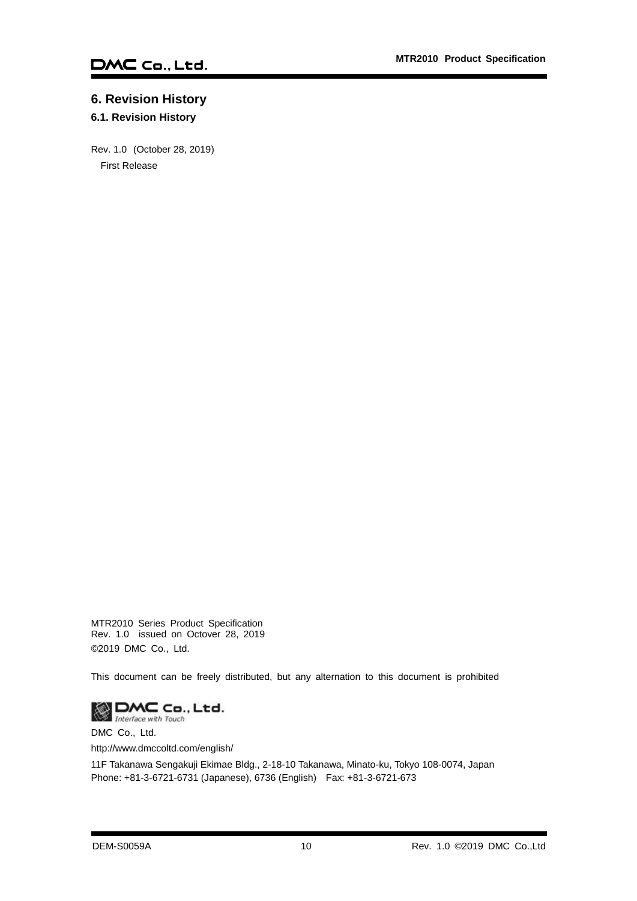# 6. Revision History

## 6.1. Revision History

Rev. 1.0 (October 28, 2019)

First Release

MTR2010 Series Product Specification
Rev. 1.0 issued on Octover 28, 2019
©2019 DMC Co., Ltd.

This document can be freely distributed, but any alternation to this document is prohibited

DMC Co., Ltd.
Interface with Touch

DMC Co., Ltd.

http://www.dmccoltd.com/english/

11F Takanawa Sengakuji Ekimae Bldg., 2-18-10 Takanawa, Minato-ku, Tokyo 108-0074, Japan
Phone: +81-3-6721-6731 (Japanese), 6736 (English) Fax: +81-3-6721-673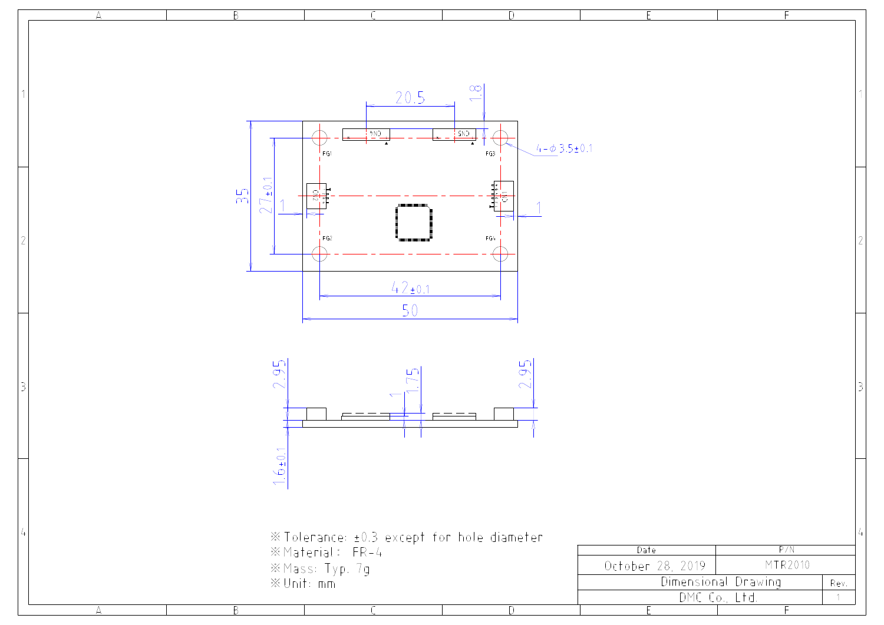※Tolerance: ±0.3 except for hole diameter
※Material: FR-4
※Mass: Typ. 7g
※Unit: mm

| Date | P/N | |
|---|---|---|
| October 28, 2019 | MTR2010 | |
| Dimensional Drawing | | Rev. |
| DMC Co., Ltd. | | 1 |